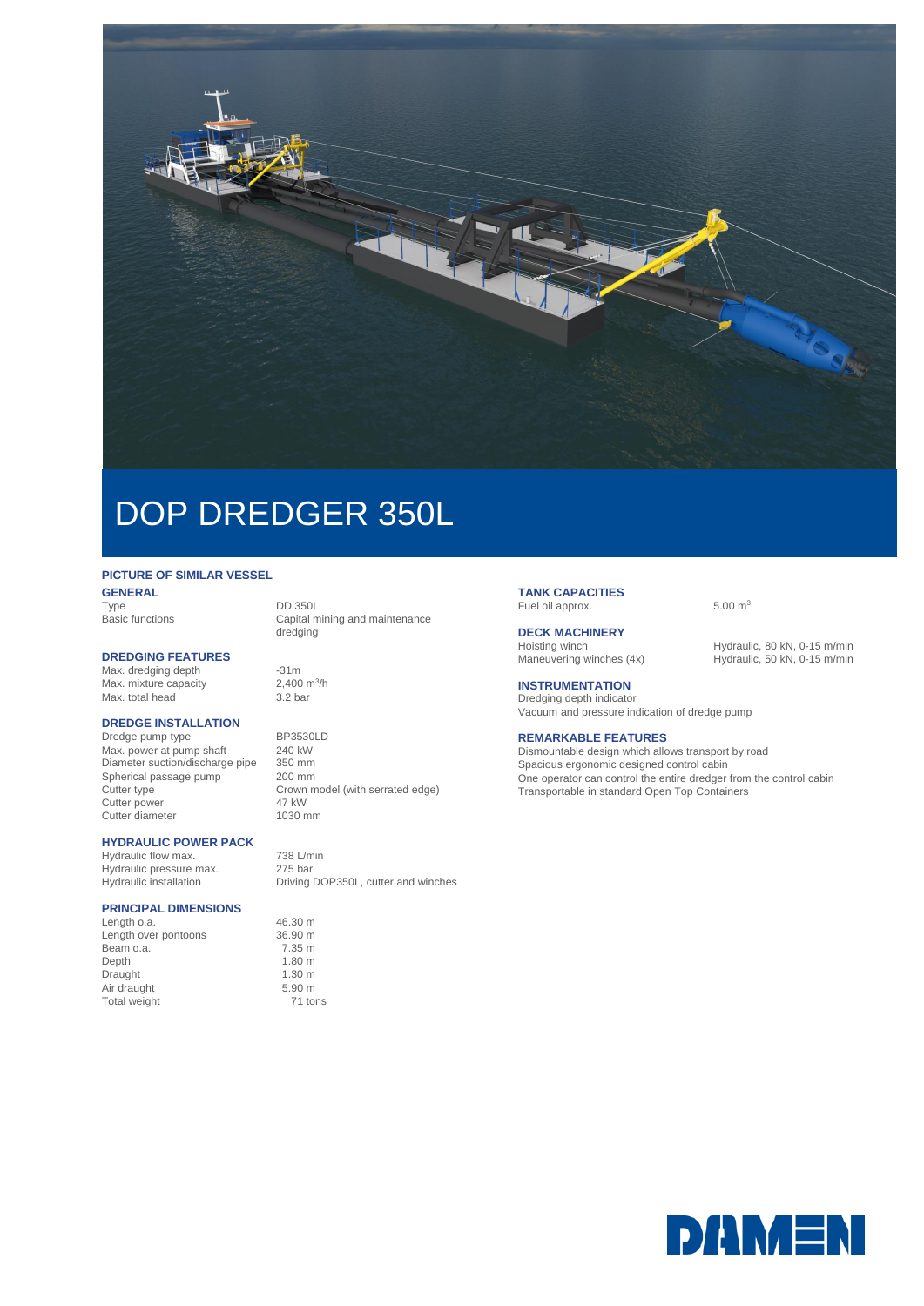# DOP DREDGER 350L

**PICTURE OF SIMILAR VESSEL**

## GENERAL

| | |
|---|---|
| Type | DD 350L |
| Basic functions | Capital mining and maintenance dredging |

## DREDGING FEATURES

| | |
|---|---|
| Max. dredging depth | -31m |
| Max. mixture capacity | 2,400 $m^3$/h |
| Max. total head | 3.2 bar |

## DREDGE INSTALLATION

| | |
|---|---|
| Dredge pump type | BP3530LD |
| Max. power at pump shaft | 240 kW |
| Diameter suction/discharge pipe | 350 mm |
| Spherical passage pump | 200 mm |
| Cutter type | Crown model (with serrated edge) |
| Cutter power | 47 kW |
| Cutter diameter | 1030 mm |

## HYDRAULIC POWER PACK

| | |
|---|---|
| Hydraulic flow max. | 738 L/min |
| Hydraulic pressure max. | 275 bar |
| Hydraulic installation | Driving DOP350L, cutter and winches |

## PRINCIPAL DIMENSIONS

| | |
|---|---|
| Length o.a. | 46.30 m |
| Length over pontoons | 36.90 m |
| Beam o.a. | 7.35 m |
| Depth | 1.80 m |
| Draught | 1.30 m |
| Air draught | 5.90 m |
| Total weight | 71 tons |

## TANK CAPACITIES

| | |
|---|---|
| Fuel oil approx. | 5.00 $m^3$ |

## DECK MACHINERY

| | |
|---|---|
| Hoisting winch | Hydraulic, 80 kN, 0-15 m/min |
| Maneuvering winches (4x) | Hydraulic, 50 kN, 0-15 m/min |

## INSTRUMENTATION

Dredging depth indicator
Vacuum and pressure indication of dredge pump

## REMARKABLE FEATURES

Dismountable design which allows transport by road
Spacious ergonomic designed control cabin
One operator can control the entire dredger from the control cabin
Transportable in standard Open Top Containers

DAMEN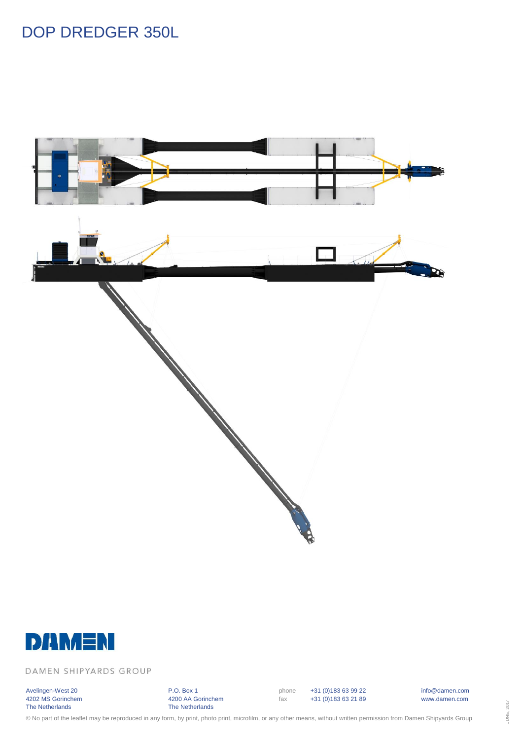# DOP DREDGER 350L

DAMEN SHIPYARDS GROUP

Avelingen-West 20
4202 MS Gorinchem
The Netherlands

P.O. Box 1
4200 AA Gorinchem
The Netherlands

phone +31 (0)183 63 99 22
fax +31 (0)183 63 21 89

info@damen.com
www.damen.com

© No part of the leaflet may be reproduced in any form, by print, photo print, microfilm, or any other means, without written permission from Damen Shipyards Group

JUNE, 2017